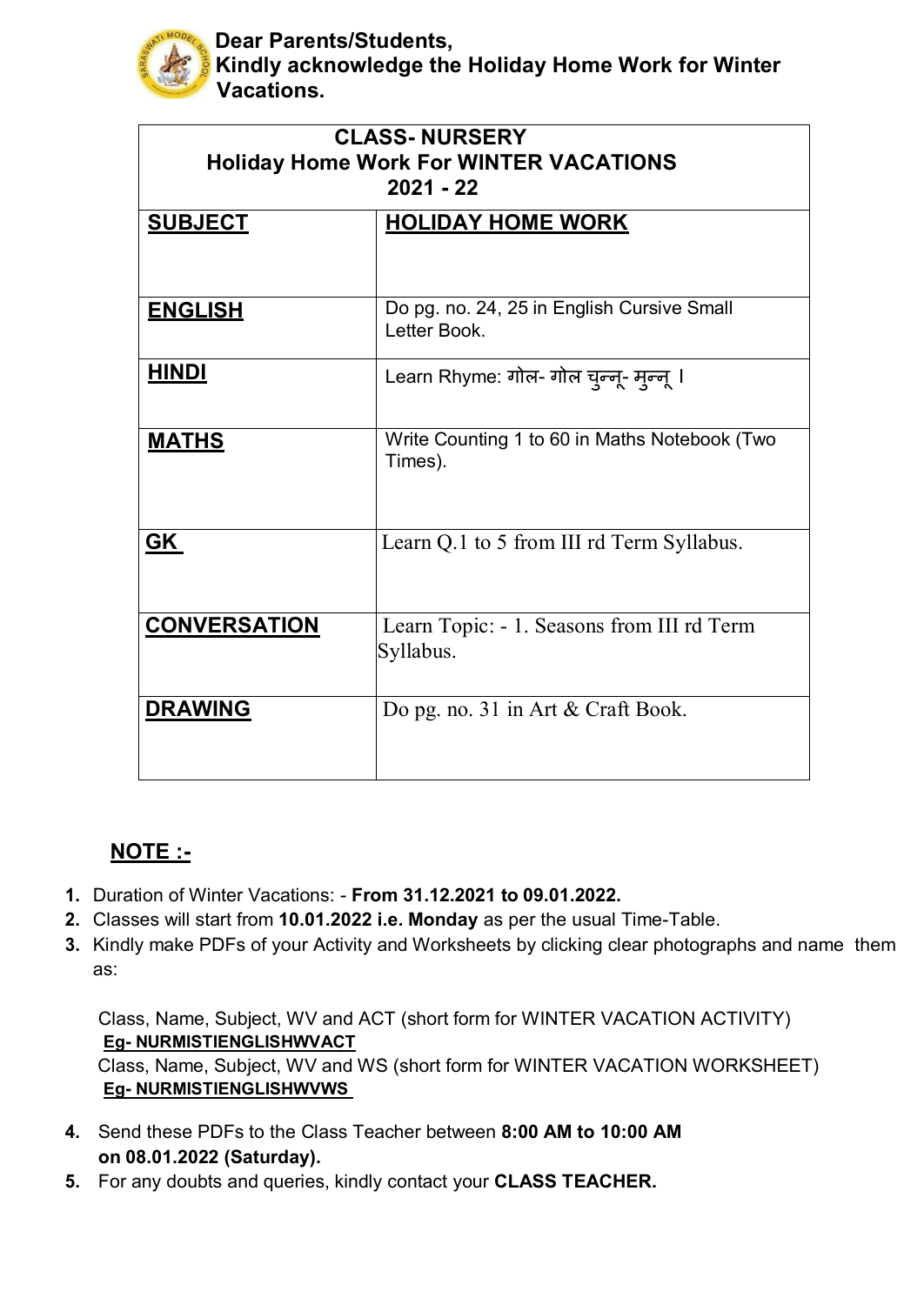**Dear Parents/Students,**
**Kindly acknowledge the Holiday Home Work for Winter Vacations.**

| **CLASS- NURSERY Holiday Home Work For WINTER VACATIONS 2021 - 22** | |
|---|---|
| **SUBJECT** | **HOLIDAY HOME WORK** |
| **ENGLISH** | Do pg. no. 24, 25 in English Cursive Small Letter Book. |
| **HINDI** | Learn Rhyme: गोल- गोल चुन्नू- मुन्नू । |
| **MATHS** | Write Counting 1 to 60 in Maths Notebook (Two Times). |
| **GK** | Learn Q.1 to 5 from III rd Term Syllabus. |
| **CONVERSATION** | Learn Topic: - 1. Seasons from III rd Term Syllabus. |
| **DRAWING** | Do pg. no. 31 in Art & Craft Book. |

## NOTE :-

1. Duration of Winter Vacations: - **From 31.12.2021 to 09.01.2022.**
2. Classes will start from **10.01.2022 i.e. Monday** as per the usual Time-Table.
3. Kindly make PDFs of your Activity and Worksheets by clicking clear photographs and name them as:

   Class, Name, Subject, WV and ACT (short form for WINTER VACATION ACTIVITY)
   **Eg- NURMISTIENGLISHWVACT**
   Class, Name, Subject, WV and WS (short form for WINTER VACATION WORKSHEET)
   **Eg- NURMISTIENGLISHWVWS**

4. Send these PDFs to the Class Teacher between **8:00 AM to 10:00 AM on 08.01.2022 (Saturday).**
5. For any doubts and queries, kindly contact your **CLASS TEACHER.**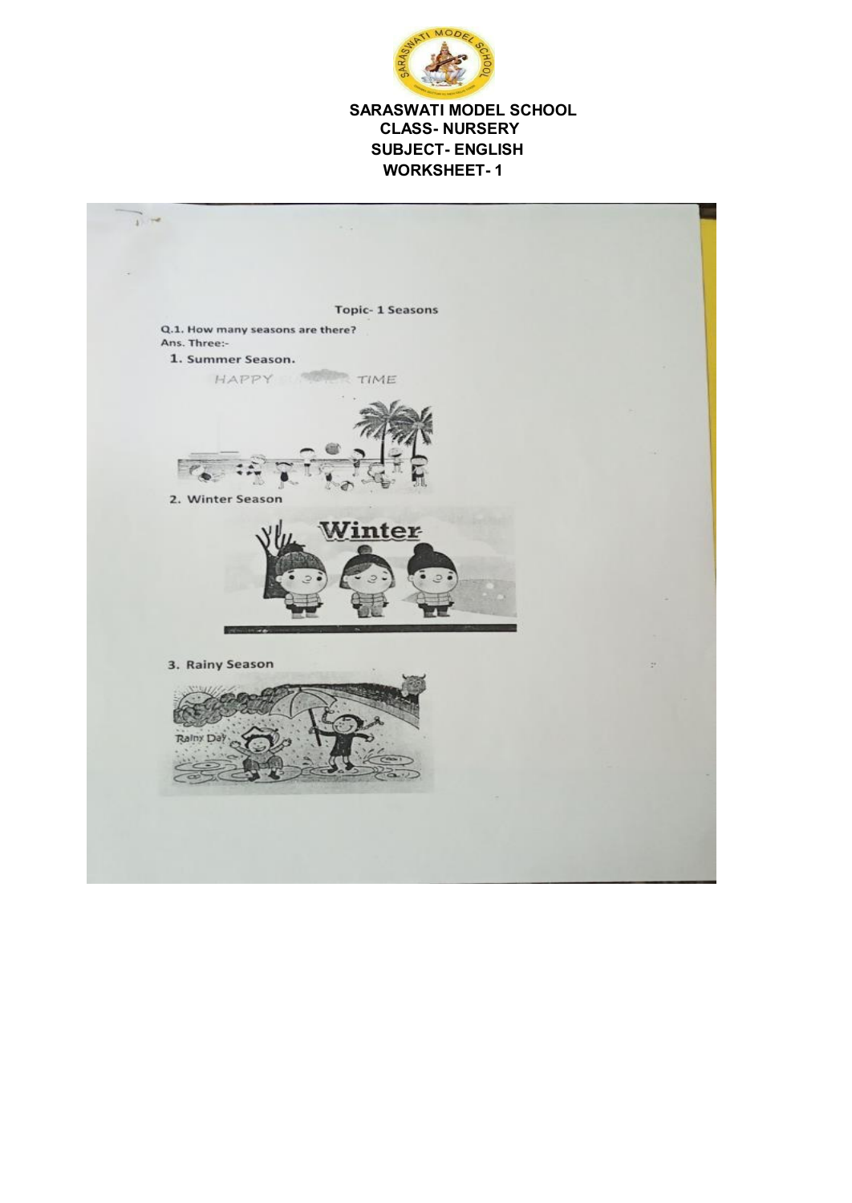# SARASWATI MODEL SCHOOL

**CLASS- NURSERY**

**SUBJECT- ENGLISH**

**WORKSHEET- 1**

## Topic- 1 Seasons

Q.1. How many seasons are there?

Ans. Three:-

1. Summer Season.

   HAPPY TIME

2. Winter Season

   Winter

3. Rainy Season

   Rainy Day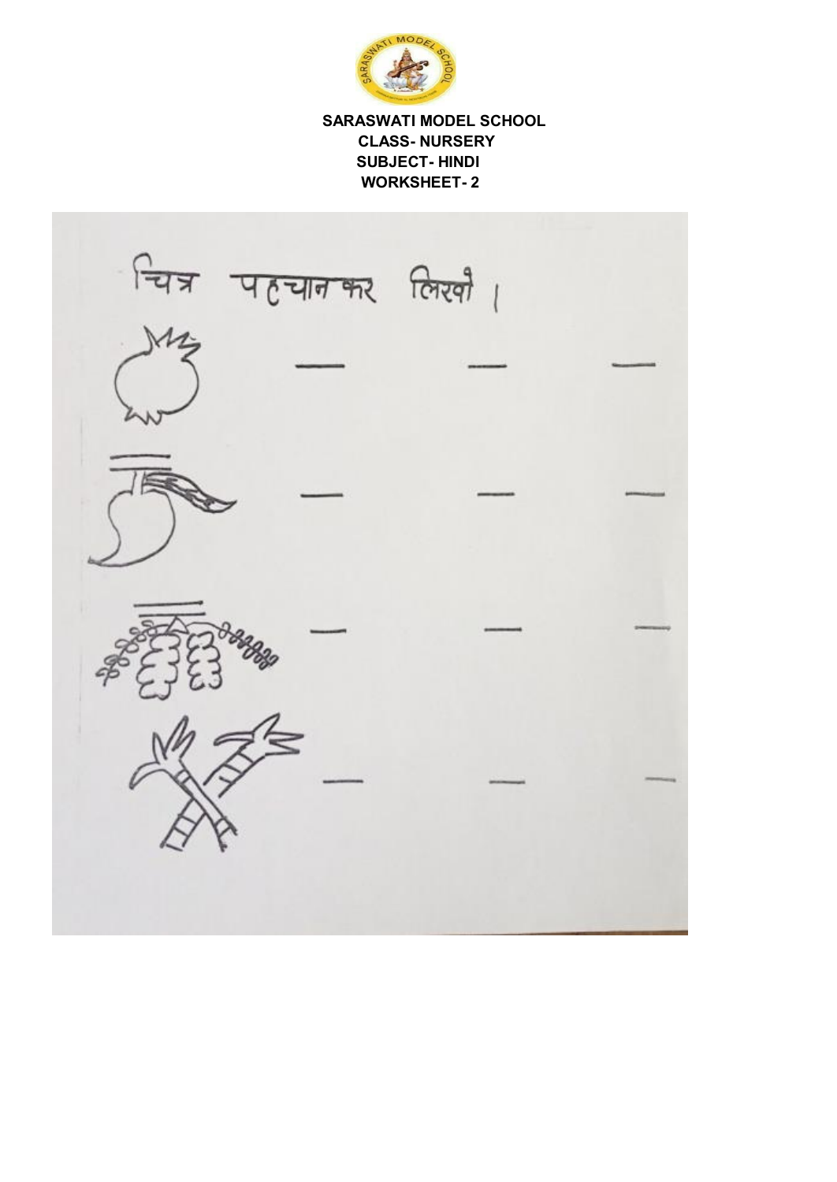**SARASWATI MODEL SCHOOL**
**CLASS- NURSERY**
**SUBJECT- HINDI**
**WORKSHEET- 2**

चित्र पहचान कर लिखो।

\_\_\_ \_\_\_ \_\_\_

\_\_\_ \_\_\_ \_\_\_

\_\_\_ \_\_\_ \_\_\_

\_\_\_ \_\_\_ \_\_\_